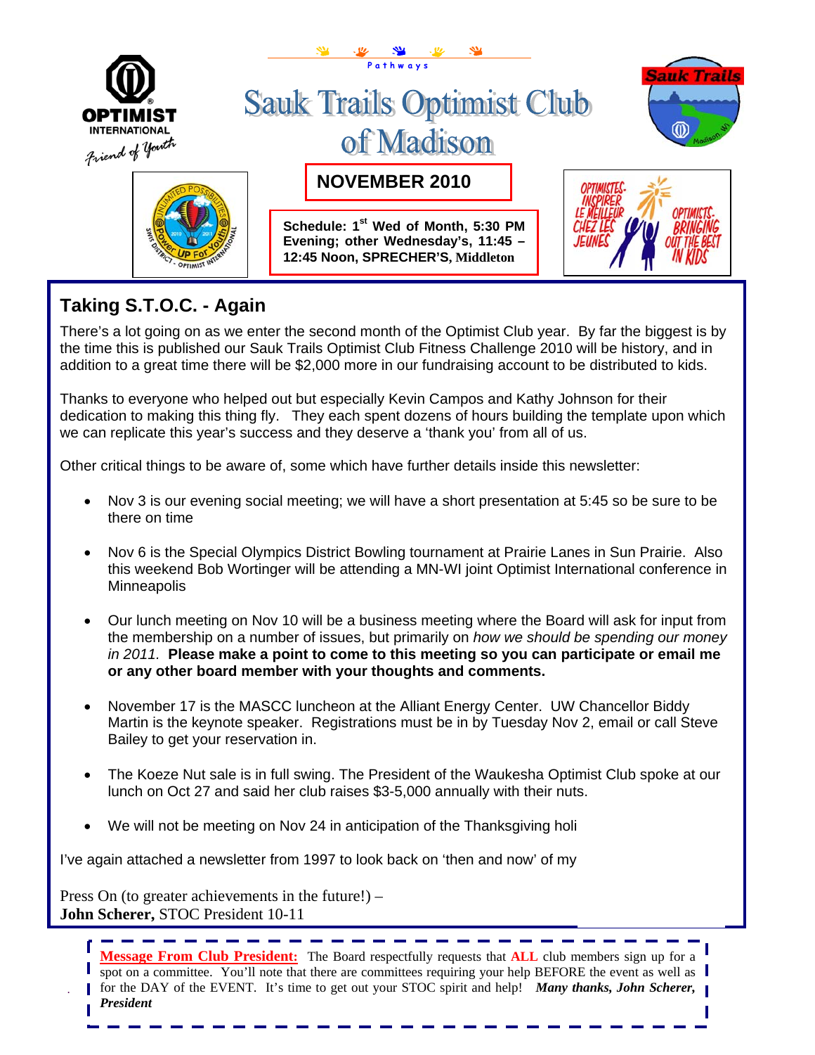Pathways

# Sauk Trails Optimist Club of Madison

**NOVEMBER 2010**

**Schedule: 1st Wed of Month, 5:30 PM Evening; other Wednesday's, 11:45 – 12:45 Noon, SPRECHER'S, Middleton**

## Taking S.T.O.C. - Again

There's a lot going on as we enter the second month of the Optimist Club year. By far the biggest is by the time this is published our Sauk Trails Optimist Club Fitness Challenge 2010 will be history, and in addition to a great time there will be $2,000 more in our fundraising account to be distributed to kids.

Thanks to everyone who helped out but especially Kevin Campos and Kathy Johnson for their dedication to making this thing fly. They each spent dozens of hours building the template upon which we can replicate this year's success and they deserve a 'thank you' from all of us.

Other critical things to be aware of, some which have further details inside this newsletter:

- Nov 3 is our evening social meeting; we will have a short presentation at 5:45 so be sure to be there on time
- Nov 6 is the Special Olympics District Bowling tournament at Prairie Lanes in Sun Prairie. Also this weekend Bob Wortinger will be attending a MN-WI joint Optimist International conference in Minneapolis
- Our lunch meeting on Nov 10 will be a business meeting where the Board will ask for input from the membership on a number of issues, but primarily on *how we should be spending our money in 2011*. **Please make a point to come to this meeting so you can participate or email me or any other board member with your thoughts and comments.**
- November 17 is the MASCC luncheon at the Alliant Energy Center. UW Chancellor Biddy Martin is the keynote speaker. Registrations must be in by Tuesday Nov 2, email or call Steve Bailey to get your reservation in.
- The Koeze Nut sale is in full swing. The President of the Waukesha Optimist Club spoke at our lunch on Oct 27 and said her club raises $3-5,000 annually with their nuts.
- We will not be meeting on Nov 24 in anticipation of the Thanksgiving holi

I've again attached a newsletter from 1997 to look back on 'then and now' of my

Press On (to greater achievements in the future!) –
**John Scherer,** STOC President 10-11

**Message From Club President:** The Board respectfully requests that **ALL** club members sign up for a spot on a committee. You'll note that there are committees requiring your help BEFORE the event as well as for the DAY of the EVENT. It's time to get out your STOC spirit and help! ***Many thanks, John Scherer, President***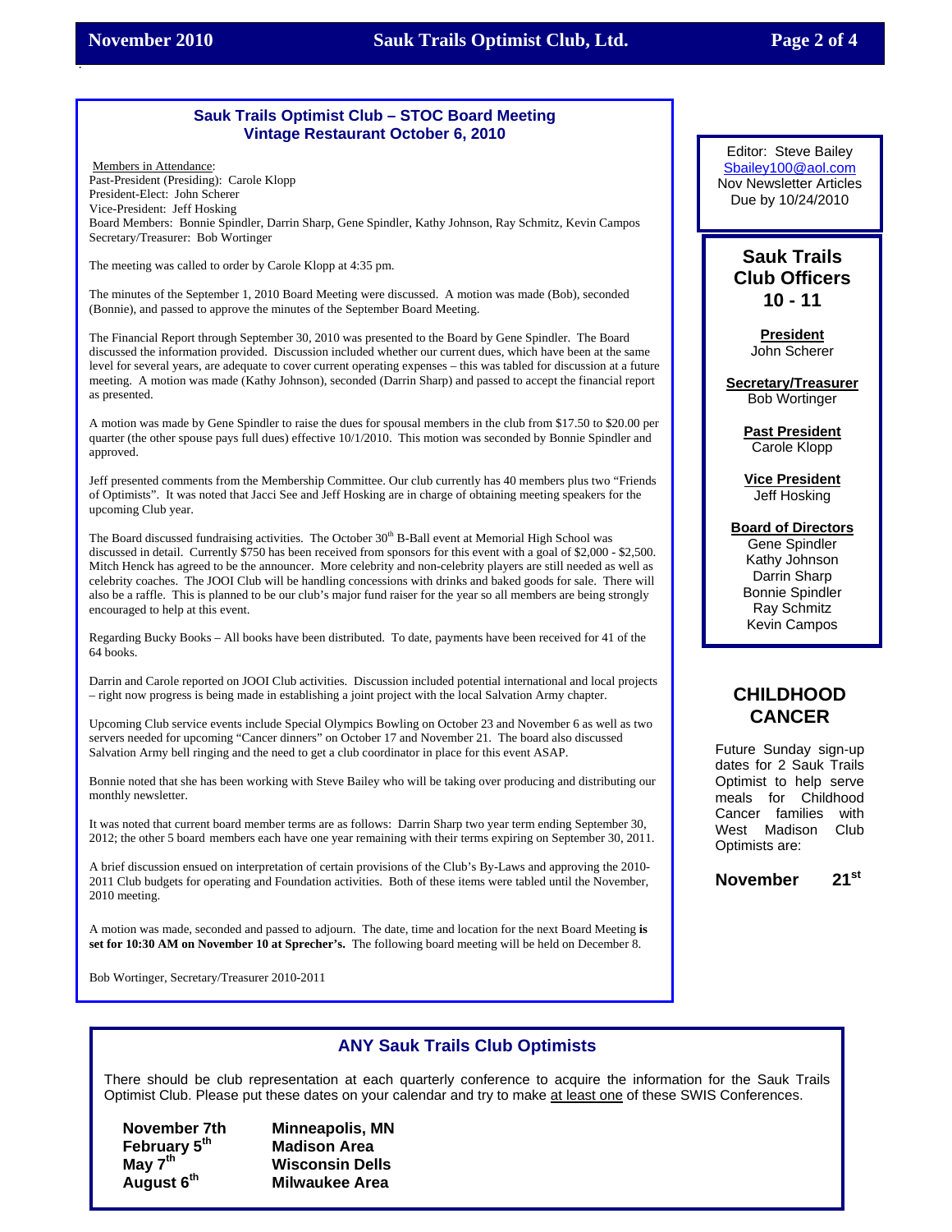## Sauk Trails Optimist Club – STOC Board Meeting
## Vintage Restaurant October 6, 2010

Members in Attendance:
Past-President (Presiding): Carole Klopp
President-Elect: John Scherer
Vice-President: Jeff Hosking
Board Members: Bonnie Spindler, Darrin Sharp, Gene Spindler, Kathy Johnson, Ray Schmitz, Kevin Campos
Secretary/Treasurer: Bob Wortinger

The meeting was called to order by Carole Klopp at 4:35 pm.

The minutes of the September 1, 2010 Board Meeting were discussed. A motion was made (Bob), seconded (Bonnie), and passed to approve the minutes of the September Board Meeting.

The Financial Report through September 30, 2010 was presented to the Board by Gene Spindler. The Board discussed the information provided. Discussion included whether our current dues, which have been at the same level for several years, are adequate to cover current operating expenses – this was tabled for discussion at a future meeting. A motion was made (Kathy Johnson), seconded (Darrin Sharp) and passed to accept the financial report as presented.

A motion was made by Gene Spindler to raise the dues for spousal members in the club from $17.50 to $20.00 per quarter (the other spouse pays full dues) effective 10/1/2010. This motion was seconded by Bonnie Spindler and approved.

Jeff presented comments from the Membership Committee. Our club currently has 40 members plus two "Friends of Optimists". It was noted that Jacci See and Jeff Hosking are in charge of obtaining meeting speakers for the upcoming Club year.

The Board discussed fundraising activities. The October 30th B-Ball event at Memorial High School was discussed in detail. Currently $750 has been received from sponsors for this event with a goal of $2,000 - $2,500. Mitch Henck has agreed to be the announcer. More celebrity and non-celebrity players are still needed as well as celebrity coaches. The JOOI Club will be handling concessions with drinks and baked goods for sale. There will also be a raffle. This is planned to be our club's major fund raiser for the year so all members are being strongly encouraged to help at this event.

Regarding Bucky Books – All books have been distributed. To date, payments have been received for 41 of the 64 books.

Darrin and Carole reported on JOOI Club activities. Discussion included potential international and local projects – right now progress is being made in establishing a joint project with the local Salvation Army chapter.

Upcoming Club service events include Special Olympics Bowling on October 23 and November 6 as well as two servers needed for upcoming "Cancer dinners" on October 17 and November 21. The board also discussed Salvation Army bell ringing and the need to get a club coordinator in place for this event ASAP.

Bonnie noted that she has been working with Steve Bailey who will be taking over producing and distributing our monthly newsletter.

It was noted that current board member terms are as follows: Darrin Sharp two year term ending September 30, 2012; the other 5 board members each have one year remaining with their terms expiring on September 30, 2011.

A brief discussion ensued on interpretation of certain provisions of the Club's By-Laws and approving the 2010-2011 Club budgets for operating and Foundation activities. Both of these items were tabled until the November, 2010 meeting.

A motion was made, seconded and passed to adjourn. The date, time and location for the next Board Meeting **is set for 10:30 AM on November 10 at Sprecher's.** The following board meeting will be held on December 8.

Bob Wortinger, Secretary/Treasurer 2010-2011

Editor: Steve Bailey
Sbailey100@aol.com
Nov Newsletter Articles Due by 10/24/2010

## Sauk Trails Club Officers 10 - 11

**President**
John Scherer

**Secretary/Treasurer**
Bob Wortinger

**Past President**
Carole Klopp

**Vice President**
Jeff Hosking

**Board of Directors**
Gene Spindler
Kathy Johnson
Darrin Sharp
Bonnie Spindler
Ray Schmitz
Kevin Campos

## CHILDHOOD CANCER

Future Sunday sign-up dates for 2 Sauk Trails Optimist to help serve meals for Childhood Cancer families with West Madison Club Optimists are:

**November 21st**

## ANY Sauk Trails Club Optimists

There should be club representation at each quarterly conference to acquire the information for the Sauk Trails Optimist Club. Please put these dates on your calendar and try to make at least one of these SWIS Conferences.

| | |
|---|---|
| **November 7th** | **Minneapolis, MN** |
| **February 5th** | **Madison Area** |
| **May 7th** | **Wisconsin Dells** |
| **August 6th** | **Milwaukee Area** |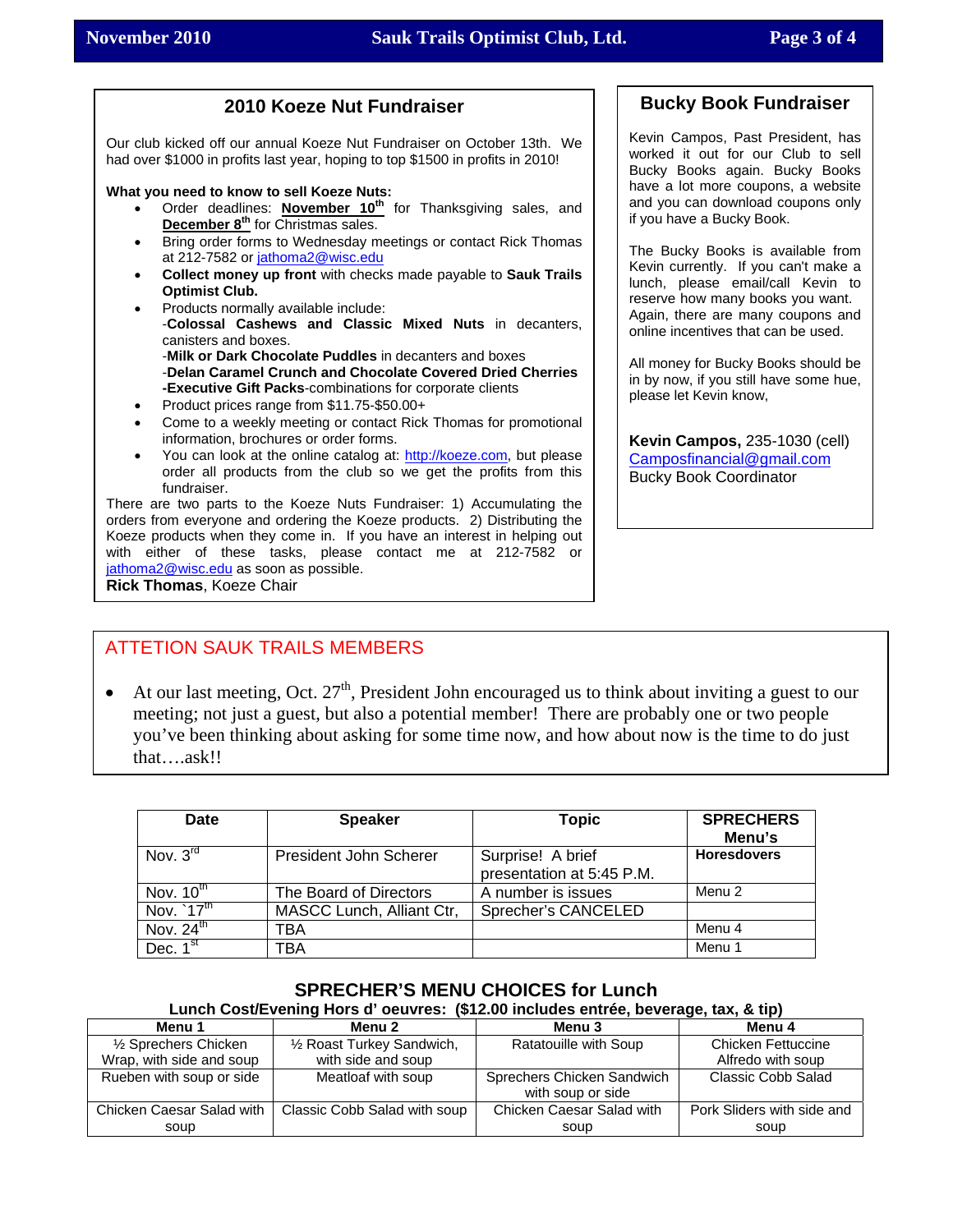## 2010 Koeze Nut Fundraiser

Our club kicked off our annual Koeze Nut Fundraiser on October 13th. We had over $1000 in profits last year, hoping to top $1500 in profits in 2010!

**What you need to know to sell Koeze Nuts:**

- Order deadlines: **November 10th** for Thanksgiving sales, and **December 8th** for Christmas sales.
- Bring order forms to Wednesday meetings or contact Rick Thomas at 212-7582 or jathoma2@wisc.edu
- **Collect money up front** with checks made payable to **Sauk Trails Optimist Club.**
- Products normally available include:
  -**Colossal Cashews and Classic Mixed Nuts** in decanters, canisters and boxes.
  -**Milk or Dark Chocolate Puddles** in decanters and boxes
  -**Delan Caramel Crunch and Chocolate Covered Dried Cherries**
  **-Executive Gift Packs**-combinations for corporate clients
- Product prices range from $11.75-$50.00+
- Come to a weekly meeting or contact Rick Thomas for promotional information, brochures or order forms.
- You can look at the online catalog at: http://koeze.com, but please order all products from the club so we get the profits from this fundraiser.

There are two parts to the Koeze Nuts Fundraiser: 1) Accumulating the orders from everyone and ordering the Koeze products. 2) Distributing the Koeze products when they come in. If you have an interest in helping out with either of these tasks, please contact me at 212-7582 or jathoma2@wisc.edu as soon as possible.

**Rick Thomas**, Koeze Chair

## Bucky Book Fundraiser

Kevin Campos, Past President, has worked it out for our Club to sell Bucky Books again. Bucky Books have a lot more coupons, a website and you can download coupons only if you have a Bucky Book.

The Bucky Books is available from Kevin currently. If you can't make a lunch, please email/call Kevin to reserve how many books you want. Again, there are many coupons and online incentives that can be used.

All money for Bucky Books should be in by now, if you still have some hue, please let Kevin know,

**Kevin Campos,** 235-1030 (cell)
Camposfinancial@gmail.com
Bucky Book Coordinator

## ATTETION SAUK TRAILS MEMBERS

- At our last meeting, Oct. 27th, President John encouraged us to think about inviting a guest to our meeting; not just a guest, but also a potential member! There are probably one or two people you've been thinking about asking for some time now, and how about now is the time to do just that….ask!!

| Date | Speaker | Topic | SPRECHERS Menu's |
|---|---|---|---|
| Nov. 3rd | President John Scherer | Surprise! A brief presentation at 5:45 P.M. | **Horesdovers** |
| Nov. 10th | The Board of Directors | A number is issues | Menu 2 |
| Nov. `17th | MASCC Lunch, Alliant Ctr, | Sprecher's CANCELED | |
| Nov. 24th | TBA | | Menu 4 |
| Dec. 1st | TBA | | Menu 1 |

### SPRECHER'S MENU CHOICES for Lunch

**Lunch Cost/Evening Hors d' oeuvres: ($12.00 includes entrée, beverage, tax, & tip)**

| Menu 1 | Menu 2 | Menu 3 | Menu 4 |
|---|---|---|---|
| ½ Sprechers Chicken Wrap, with side and soup | ½ Roast Turkey Sandwich, with side and soup | Ratatouille with Soup | Chicken Fettuccine Alfredo with soup |
| Rueben with soup or side | Meatloaf with soup | Sprechers Chicken Sandwich with soup or side | Classic Cobb Salad |
| Chicken Caesar Salad with soup | Classic Cobb Salad with soup | Chicken Caesar Salad with soup | Pork Sliders with side and soup |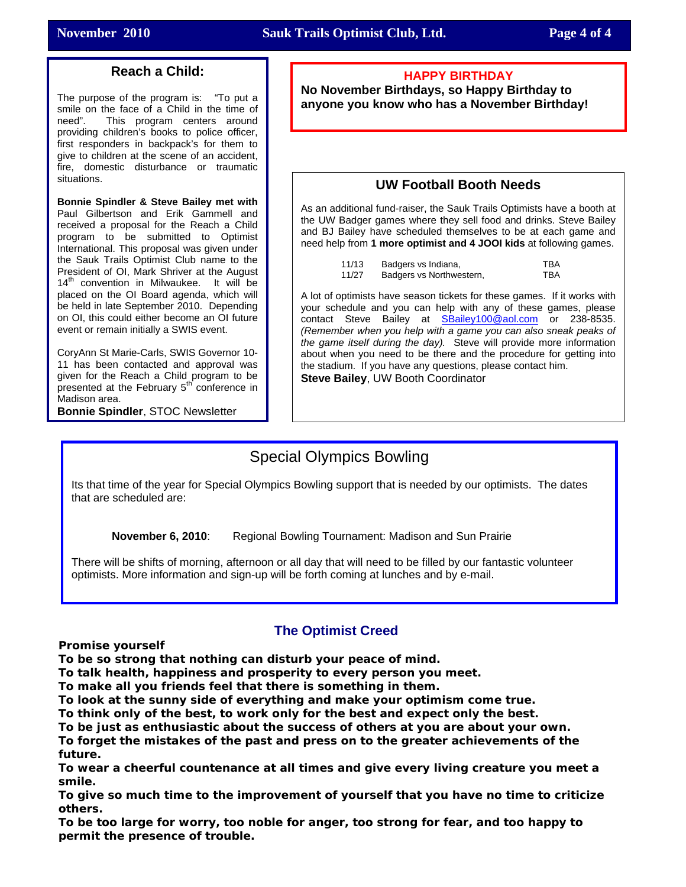## Reach a Child:

The purpose of the program is: "To put a smile on the face of a Child in the time of need". This program centers around providing children's books to police officer, first responders in backpack's for them to give to children at the scene of an accident, fire, domestic disturbance or traumatic situations.

**Bonnie Spindler & Steve Bailey met with** Paul Gilbertson and Erik Gammell and received a proposal for the Reach a Child program to be submitted to Optimist International. This proposal was given under the Sauk Trails Optimist Club name to the President of OI, Mark Shriver at the August 14th convention in Milwaukee. It will be placed on the OI Board agenda, which will be held in late September 2010. Depending on OI, this could either become an OI future event or remain initially a SWIS event.

CoryAnn St Marie-Carls, SWIS Governor 10-11 has been contacted and approval was given for the Reach a Child program to be presented at the February 5th conference in Madison area.

**Bonnie Spindler**, STOC Newsletter

## HAPPY BIRTHDAY

**No November Birthdays, so Happy Birthday to anyone you know who has a November Birthday!**

## UW Football Booth Needs

As an additional fund-raiser, the Sauk Trails Optimists have a booth at the UW Badger games where they sell food and drinks. Steve Bailey and BJ Bailey have scheduled themselves to be at each game and need help from **1 more optimist and 4 JOOI kids** at following games.

| | | |
|---|---|---|
| 11/13 | Badgers vs Indiana, | TBA |
| 11/27 | Badgers vs Northwestern, | TBA |

A lot of optimists have season tickets for these games. If it works with your schedule and you can help with any of these games, please contact Steve Bailey at SBailey100@aol.com or 238-8535. *(Remember when you help with a game you can also sneak peaks of the game itself during the day).* Steve will provide more information about when you need to be there and the procedure for getting into the stadium. If you have any questions, please contact him.

**Steve Bailey**, UW Booth Coordinator

## Special Olympics Bowling

Its that time of the year for Special Olympics Bowling support that is needed by our optimists. The dates that are scheduled are:

**November 6, 2010**: Regional Bowling Tournament: Madison and Sun Prairie

There will be shifts of morning, afternoon or all day that will need to be filled by our fantastic volunteer optimists. More information and sign-up will be forth coming at lunches and by e-mail.

## The Optimist Creed

**Promise yourself**
**To be so strong that nothing can disturb your peace of mind.**
**To talk health, happiness and prosperity to every person you meet.**
**To make all you friends feel that there is something in them.**
**To look at the sunny side of everything and make your optimism come true.**
**To think only of the best, to work only for the best and expect only the best.**
**To be just as enthusiastic about the success of others at you are about your own.**
**To forget the mistakes of the past and press on to the greater achievements of the future.**
**To wear a cheerful countenance at all times and give every living creature you meet a smile.**
**To give so much time to the improvement of yourself that you have no time to criticize others.**
**To be too large for worry, too noble for anger, too strong for fear, and too happy to permit the presence of trouble.**